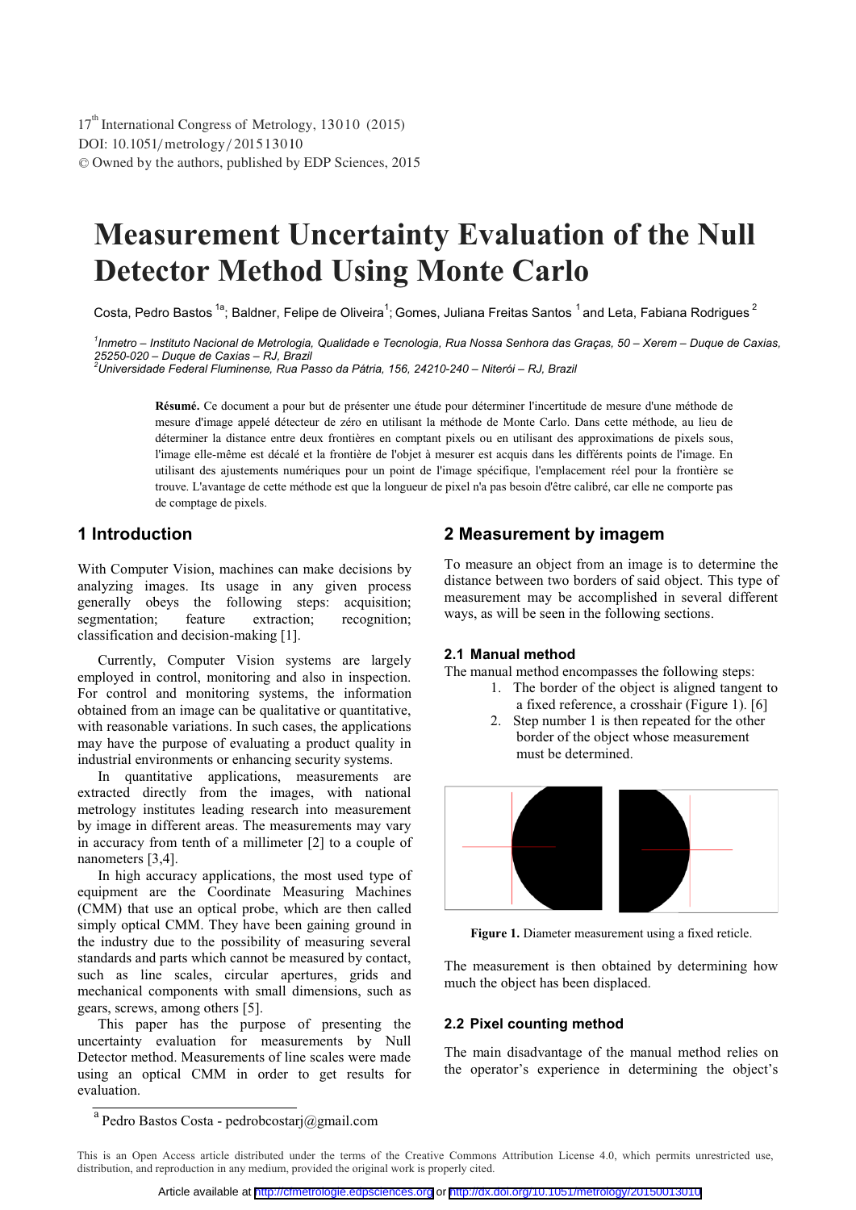17th International Congress of Metrology, 13010 (2015)
DOI: 10.1051/metrology/201513010
© Owned by the authors, published by EDP Sciences, 2015

# Measurement Uncertainty Evaluation of the Null Detector Method Using Monte Carlo

Costa, Pedro Bastos [1a]; Baldner, Felipe de Oliveira[1]; Gomes, Juliana Freitas Santos [1] and Leta, Fabiana Rodrigues [2]

[1]*Inmetro – Instituto Nacional de Metrologia, Qualidade e Tecnologia, Rua Nossa Senhora das Graças, 50 – Xerem – Duque de Caxias, 25250-020 – Duque de Caxias – RJ, Brazil*
[2]*Universidade Federal Fluminense, Rua Passo da Pátria, 156, 24210-240 – Niterói – RJ, Brazil*

**Résumé.** Ce document a pour but de présenter une étude pour déterminer l'incertitude de mesure d'une méthode de mesure d'image appelé détecteur de zéro en utilisant la méthode de Monte Carlo. Dans cette méthode, au lieu de déterminer la distance entre deux frontières en comptant pixels ou en utilisant des approximations de pixels sous, l'image elle-même est décalé et la frontière de l'objet à mesurer est acquis dans les différents points de pixels de l'image. En utilisant des ajustements numériques pour un point de l'image spécifique, l'emplacement réel pour la frontière se trouve. L'avantage de cette méthode est que la longueur de pixel n'a pas besoin d'être calibré, car elle ne comporte pas de comptage de pixels.

## 1 Introduction

With Computer Vision, machines can make decisions by analyzing images. Its usage in any given process generally obeys the following steps: acquisition; segmentation; feature extraction; recognition; classification and decision-making [1].

Currently, Computer Vision systems are largely employed in control, monitoring and also in inspection. For control and monitoring systems, the information obtained from an image can be qualitative or quantitative, with reasonable variations. In such cases, the applications may have the purpose of evaluating a product quality in industrial environments or enhancing security systems.

In quantitative applications, measurements are extracted directly from the images, with national metrology institutes leading research into measurement by image in different areas. The measurements may vary in accuracy from tenth of a millimeter [2] to a couple of nanometers [3,4].

In high accuracy applications, the most used type of equipment are the Coordinate Measuring Machines (CMM) that use an optical probe, which are then called simply optical CMM. They have been gaining ground in the industry due to the possibility of measuring several standards and parts which cannot be measured by contact, such as line scales, circular apertures, grids and mechanical components with small dimensions, such as gears, screws, among others [5].

This paper has the purpose of presenting the uncertainty evaluation for measurements by Null Detector method. Measurements of line scales were made using an optical CMM in order to get results for evaluation.

## 2 Measurement by imagem

To measure an object from an image is to determine the distance between two borders of said object. This type of measurement may be accomplished in several different ways, as will be seen in the following sections.

### 2.1 Manual method

The manual method encompasses the following steps:

1. The border of the object is aligned tangent to a fixed reference, a crosshair (Figure 1). [6]
2. Step number 1 is then repeated for the other border of the object whose measurement must be determined.

**Figure 1.** Diameter measurement using a fixed reticle.

The measurement is then obtained by determining how much the object has been displaced.

### 2.2 Pixel counting method

The main disadvantage of the manual method relies on the operator's experience in determining the object's

[a] Pedro Bastos Costa - pedrobcostarj@gmail.com

This is an Open Access article distributed under the terms of the Creative Commons Attribution License 4.0, which permits unrestricted use, distribution, and reproduction in any medium, provided the original work is properly cited.

Article available at http://cfmetrologie.edpsciences.org or http://dx.doi.org/10.1051/metrology/201513010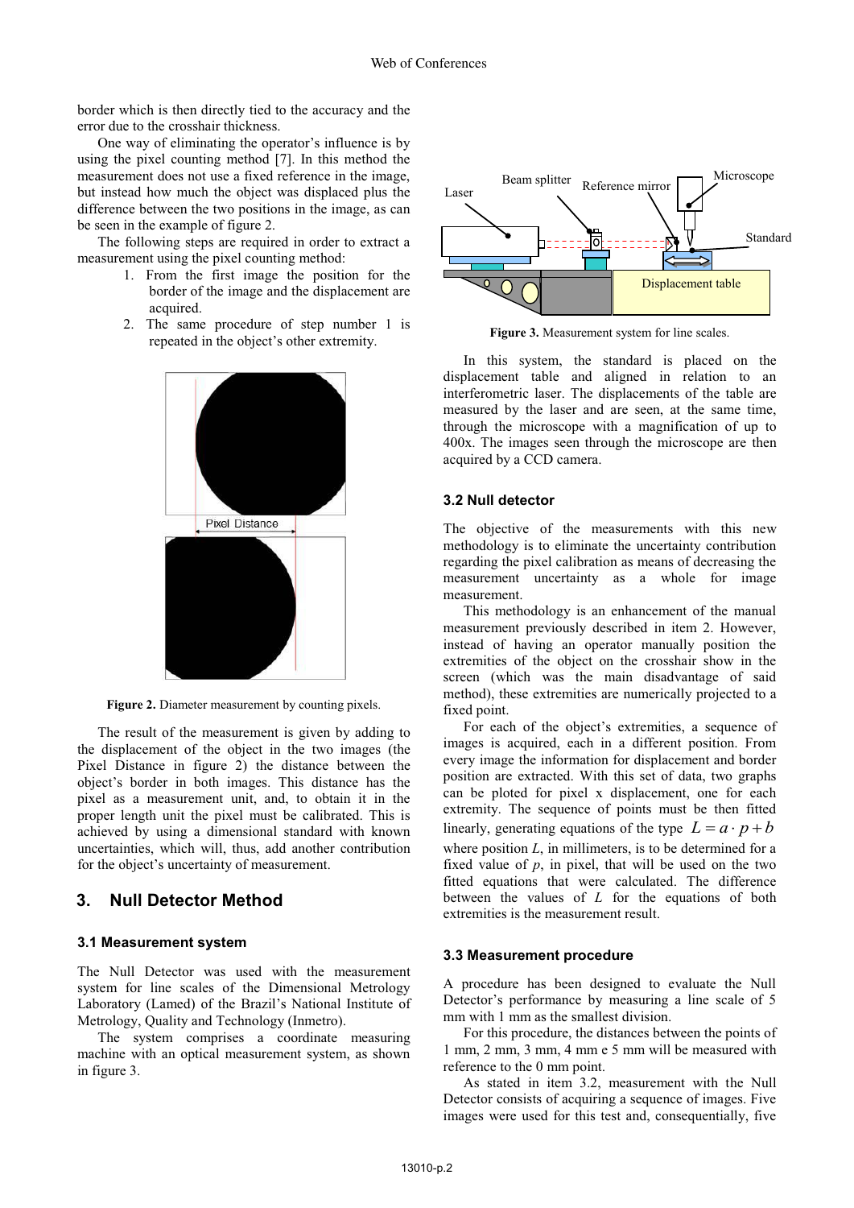border which is then directly tied to the accuracy and the error due to the crosshair thickness.

One way of eliminating the operator's influence is by using the pixel counting method [7]. In this method the measurement does not use a fixed reference in the image, but instead how much the object was displaced plus the difference between the two positions in the image, as can be seen in the example of figure 2.

The following steps are required in order to extract a measurement using the pixel counting method:

1. From the first image the position for the border of the image and the displacement are acquired.
2. The same procedure of step number 1 is repeated in the object's other extremity.

**Figure 2.** Diameter measurement by counting pixels.

The result of the measurement is given by adding to the displacement of the object in the two images (the Pixel Distance in figure 2) the distance between the object's border in both images. This distance has the pixel as a measurement unit, and, to obtain it in the proper length unit the pixel must be calibrated. This is achieved by using a dimensional standard with known uncertainties, which will, thus, add another contribution for the object's uncertainty of measurement.

## 3. Null Detector Method

### 3.1 Measurement system

The Null Detector was used with the measurement system for line scales of the Dimensional Metrology Laboratory (Lamed) of the Brazil's National Institute of Metrology, Quality and Technology (Inmetro).

The system comprises a coordinate measuring machine with an optical measurement system, as shown in figure 3.

**Figure 3.** Measurement system for line scales.

In this system, the standard is placed on the displacement table and aligned in relation to an interferometric laser. The displacements of the table are measured by the laser and are seen, at the same time, through the microscope with a magnification of up to 400x. The images seen through the microscope are then acquired by a CCD camera.

### 3.2 Null detector

The objective of the measurements with this new methodology is to eliminate the uncertainty contribution regarding the pixel calibration as means of decreasing the measurement uncertainty as a whole for image measurement.

This methodology is an enhancement of the manual measurement previously described in item 2. However, instead of having an operator manually position the extremities of the object on the crosshair show in the screen (which was the main disadvantage of said method), these extremities are numerically projected to a fixed point.

For each of the object's extremities, a sequence of images is acquired, each in a different position. From every image the information for displacement and border position are extracted. With this set of data, two graphs can be ploted for pixel x displacement, one for each extremity. The sequence of points must be then fitted linearly, generating equations of the type $L = a \cdot p + b$ where position $L$, in millimeters, is to be determined for a fixed value of $p$, in pixel, that will be used on the two fitted equations that were calculated. The difference between the values of $L$ for the equations of both extremities is the measurement result.

### 3.3 Measurement procedure

A procedure has been designed to evaluate the Null Detector's performance by measuring a line scale of 5 mm with 1 mm as the smallest division.

For this procedure, the distances between the points of 1 mm, 2 mm, 3 mm, 4 mm e 5 mm will be measured with reference to the 0 mm point.

As stated in item 3.2, measurement with the Null Detector consists of acquiring a sequence of images. Five images were used for this test and, consequentially, five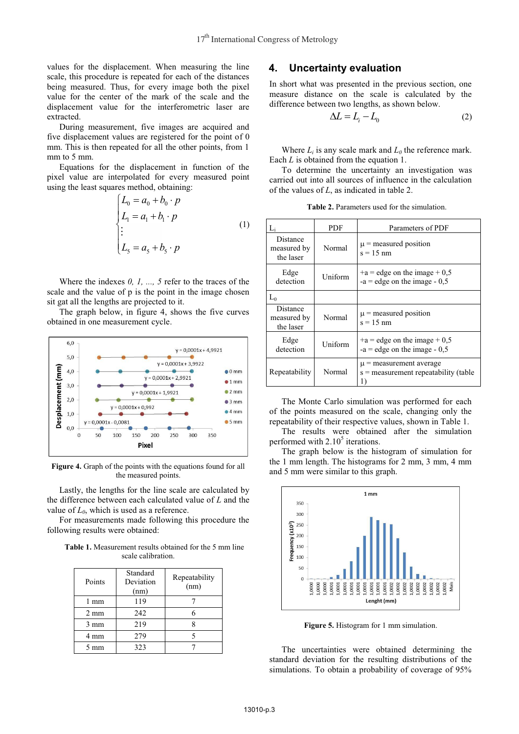values for the displacement. When measuring the line scale, this procedure is repeated for each of the distances being measured. Thus, for every image both the pixel value for the center of the mark of the scale and the displacement value for the interferometric laser are extracted.

During measurement, five images are acquired and five displacement values are registered for the point of 0 mm. This is then repeated for all the other points, from 1 mm to 5 mm.

Equations for the displacement in function of the pixel value are interpolated for every measured point using the least squares method, obtaining:

$$\begin{cases} L_0 = a_0 + b_0 \cdot p \\ L_1 = a_1 + b_1 \cdot p \\ \vdots \\ L_5 = a_5 + b_5 \cdot p \end{cases} \tag{1}$$

Where the indexes *0, 1, ..., 5* refer to the traces of the scale and the value of p is the point in the image chosen sit gat all the lengths are projected to it.

The graph below, in figure 4, shows the five curves obtained in one measurement cycle.

**Figure 4.** Graph of the points with the equations found for all the measured points.

Lastly, the lengths for the line scale are calculated by the difference between each calculated value of *L* and the value of $L_0$, which is used as a reference.

For measurements made following this procedure the following results were obtained:

**Table 1.** Measurement results obtained for the 5 mm line scale calibration.

| Points | Standard Deviation (nm) | Repeatability (nm) |
|---|---|---|
| 1 mm | 119 | 7 |
| 2 mm | 242 | 6 |
| 3 mm | 219 | 8 |
| 4 mm | 279 | 5 |
| 5 mm | 323 | 7 |

## 4. Uncertainty evaluation

In short what was presented in the previous section, one measure distance on the scale is calculated by the difference between two lengths, as shown below.

$$\Delta L = L_i - L_0 \tag{2}$$

Where $L_i$ is any scale mark and $L_0$ the reference mark. Each *L* is obtained from the equation 1.

To determine the uncertainty an investigation was carried out into all sources of influence in the calculation of the values of *L*, as indicated in table 2.

**Table 2.** Parameters used for the simulation.

| $L_i$ | PDF | Parameters of PDF |
|---|---|---|
| Distance measured by the laser | Normal | μ = measured position<br>s = 15 nm |
| Edge detection | Uniform | +a = edge on the image + 0,5<br>-a = edge on the image - 0,5 |
| $L_0$ | | |
| Distance measured by the laser | Normal | μ = measured position<br>s = 15 nm |
| Edge detection | Uniform | +a = edge on the image + 0,5<br>-a = edge on the image - 0,5 |
| Repeatability | Normal | μ = measurement average<br>s = measurement repeatability (table 1) |

The Monte Carlo simulation was performed for each of the points measured on the scale, changing only the repeatability of their respective values, shown in Table 1.

The results were obtained after the simulation performed with $2.10^5$ iterations.

The graph below is the histogram of simulation for the 1 mm length. The histograms for 2 mm, 3 mm, 4 mm and 5 mm were similar to this graph.

**Figure 5.** Histogram for 1 mm simulation.

The uncertainties were obtained determining the standard deviation for the resulting distributions of the simulations. To obtain a probability of coverage of 95%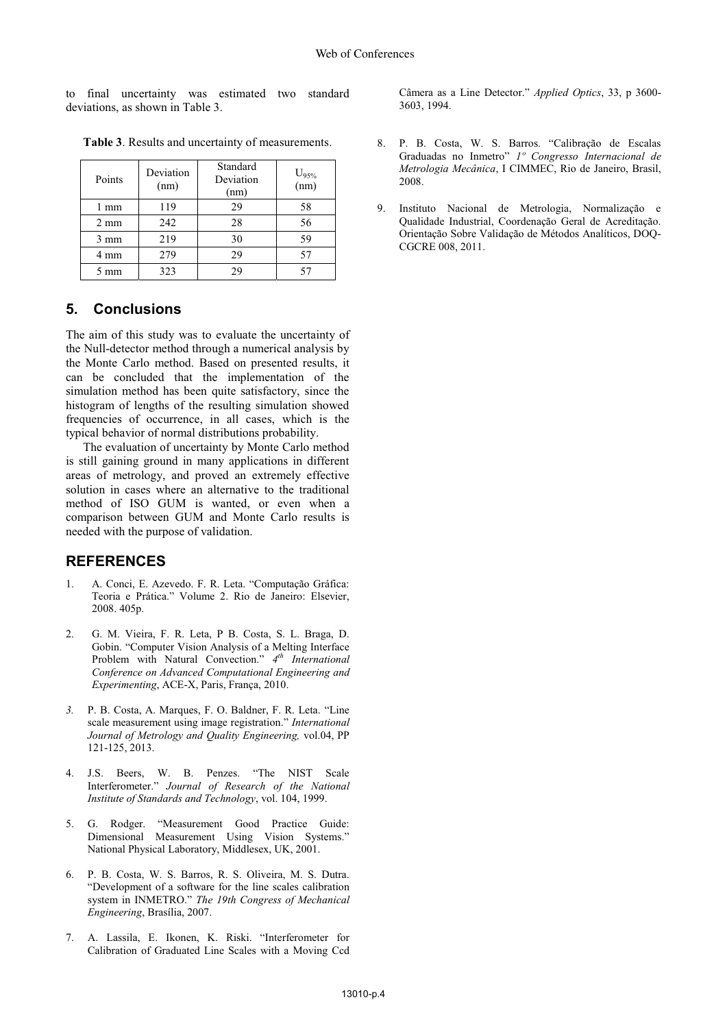to final uncertainty was estimated two standard deviations, as shown in Table 3.

**Table 3**. Results and uncertainty of measurements.

| Points | Deviation (nm) | Standard Deviation (nm) | $U_{95\%}$ (nm) |
|---|---|---|---|
| 1 mm | 119 | 29 | 58 |
| 2 mm | 242 | 28 | 56 |
| 3 mm | 219 | 30 | 59 |
| 4 mm | 279 | 29 | 57 |
| 5 mm | 323 | 29 | 57 |

## 5. Conclusions

The aim of this study was to evaluate the uncertainty of the Null-detector method through a numerical analysis by the Monte Carlo method. Based on presented results, it can be concluded that the implementation of the simulation method has been quite satisfactory, since the histogram of lengths of the resulting simulation showed frequencies of occurrence, in all cases, which is the typical behavior of normal distributions probability.

The evaluation of uncertainty by Monte Carlo method is still gaining ground in many applications in different areas of metrology, and proved an extremely effective solution in cases where an alternative to the traditional method of ISO GUM is wanted, or even when a comparison between GUM and Monte Carlo results is needed with the purpose of validation.

## REFERENCES

1. A. Conci, E. Azevedo. F. R. Leta. "Computação Gráfica: Teoria e Prática." Volume 2. Rio de Janeiro: Elsevier, 2008. 405p.
2. G. M. Vieira, F. R. Leta, P B. Costa, S. L. Braga, D. Gobin. "Computer Vision Analysis of a Melting Interface Problem with Natural Convection." *4th International Conference on Advanced Computational Engineering and Experimenting*, ACE-X, Paris, França, 2010.
3. P. B. Costa, A. Marques, F. O. Baldner, F. R. Leta. "Line scale measurement using image registration." *International Journal of Metrology and Quality Engineering,* vol.04, PP 121-125, 2013.
4. J.S. Beers, W. B. Penzes. "The NIST Scale Interferometer." *Journal of Research of the National Institute of Standards and Technology*, vol. 104, 1999.
5. G. Rodger. "Measurement Good Practice Guide: Dimensional Measurement Using Vision Systems." National Physical Laboratory, Middlesex, UK, 2001.
6. P. B. Costa, W. S. Barros, R. S. Oliveira, M. S. Dutra. "Development of a software for the line scales calibration system in INMETRO." *The 19th Congress of Mechanical Engineering*, Brasília, 2007.
7. A. Lassila, E. Ikonen, K. Riski. "Interferometer for Calibration of Graduated Line Scales with a Moving Ccd Câmera as a Line Detector." *Applied Optics*, 33, p 3600-3603, 1994.
8. P. B. Costa, W. S. Barros. "Calibração de Escalas Graduadas no Inmetro" *1º Congresso Internacional de Metrologia Mecânica*, I CIMMEC, Rio de Janeiro, Brasil, 2008.
9. Instituto Nacional de Metrologia, Normalização e Qualidade Industrial, Coordenação Geral de Acreditação. Orientação Sobre Validação de Métodos Analíticos, DOQ-CGCRE 008, 2011.